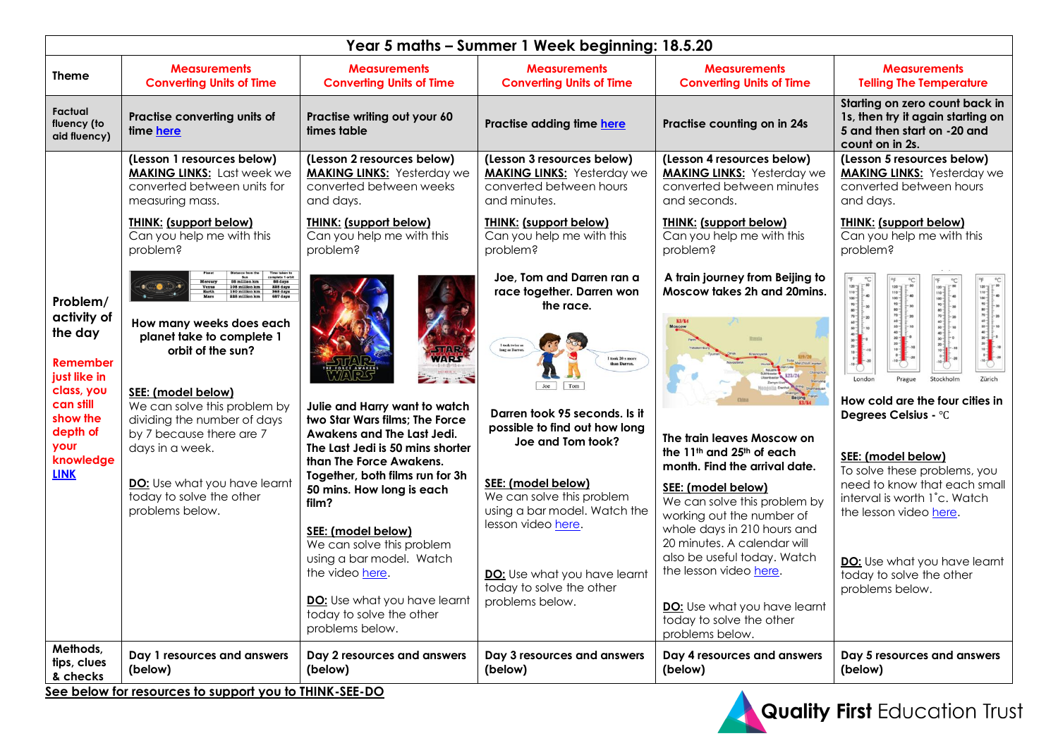| Year 5 maths – Summer 1 Week beginning: 18.5.20 | | | | | |
|---|---|---|---|---|---|
| **Theme** | **Measurements Converting Units of Time** | **Measurements Converting Units of Time** | **Measurements Converting Units of Time** | **Measurements Converting Units of Time** | **Measurements Telling The Temperature** |
| **Factual fluency (to aid fluency)** | **Practise converting units of time here** | **Practise writing out your 60 times table** | **Practise adding time here** | **Practise counting on in 24s** | **Starting on zero count back in 1s, then try it again starting on 5 and then start on -20 and count on in 2s.** |
| **Problem/ activity of the day** <br><br> **Remember just like in class, you can still show the depth of your knowledge LINK** | **(Lesson 1 resources below)** <br> **MAKING LINKS:** Last week we converted between units for measuring mass. <br><br> **THINK: (support below)** <br> Can you help me with this problem? <br><br> | Planet | Distance from the Sun | Time taken to complete 1 orbit | <br> Mercury | 58 million km | 88 days <br> Venus | 108 million km | 225 days <br> Earth | 150 million km | 365 days <br> Mars | 228 million km | 687 days <br><br> **How many weeks does each planet take to complete 1 orbit of the sun?** <br><br> **SEE: (model below)** <br> We can solve this problem by dividing the number of days by 7 because there are 7 days in a week. <br><br> **DO:** Use what you have learnt today to solve the other problems below. | **(Lesson 2 resources below)** <br> **MAKING LINKS:** Yesterday we converted between weeks and days. <br><br> **THINK: (support below)** <br> Can you help me with this problem? <br><br> **Julie and Harry want to watch two Star Wars films; The Force Awakens and The Last Jedi. The Last Jedi is 50 mins shorter than The Force Awakens. Together, both films run for 3h 50 mins. How long is each film?** <br><br> **SEE: (model below)** <br> We can solve this problem using a bar model. Watch the video here. <br><br> **DO:** Use what you have learnt today to solve the other problems below. | **(Lesson 3 resources below)** <br> **MAKING LINKS:** Yesterday we converted between hours and minutes. <br><br> **THINK: (support below)** <br> Can you help me with this problem? <br><br> **Joe, Tom and Darren ran a race together. Darren won the race.** <br><br> I took twice as long as Darren. <br> I took 20 s more than Darren. <br> Joe Tom <br><br> **Darren took 95 seconds. Is it possible to find out how long Joe and Tom took?** <br><br> **SEE: (model below)** <br> We can solve this problem using a bar model. Watch the lesson video here. <br><br> **DO:** Use what you have learnt today to solve the other problems below. | **(Lesson 4 resources below)** <br> **MAKING LINKS:** Yesterday we converted between minutes and seconds. <br><br> **THINK: (support below)** <br> Can you help me with this problem? <br><br> **A train journey from Beijing to Moscow takes 2h and 20mins.** <br><br> **The train leaves Moscow on the 11th and 25th of each month. Find the arrival date.** <br><br> **SEE: (model below)** <br> We can solve this problem by working out the number of whole days in 210 hours and 20 minutes. A calendar will also be useful today. Watch the lesson video here. <br><br> **DO:** Use what you have learnt today to solve the other problems below. | **(Lesson 5 resources below)** <br> **MAKING LINKS:** Yesterday we converted between hours and days. <br><br> **THINK: (support below)** <br> Can you help me with this problem? <br><br> London Prague Stockholm Zürich <br><br> **How cold are the four cities in Degrees Celsius - °C** <br><br> **SEE: (model below)** <br> To solve these problems, you need to know that each small interval is worth 1°c. Watch the lesson video here. <br><br> **DO:** Use what you have learnt today to solve the other problems below. |
| **Methods, tips, clues & checks** | **Day 1 resources and answers (below)** | **Day 2 resources and answers (below)** | **Day 3 resources and answers (below)** | **Day 4 resources and answers (below)** | **Day 5 resources and answers (below)** |

**See below for resources to support you to THINK-SEE-DO**

Quality First Education Trust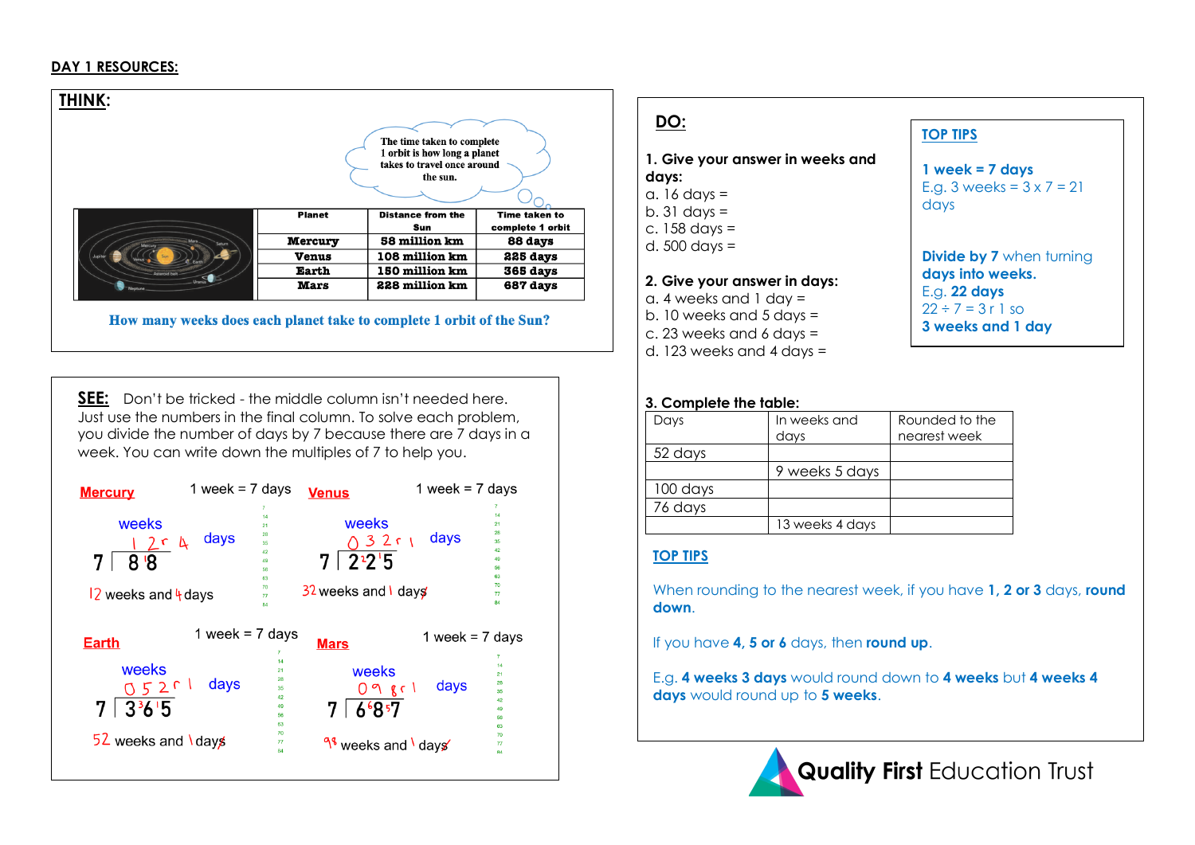**DAY 1 RESOURCES:**

## THINK:

The time taken to complete 1 orbit is how long a planet takes to travel once around the sun.

| Planet | Distance from the Sun | Time taken to complete 1 orbit |
|---|---|---|
| Mercury | 58 million km | 88 days |
| Venus | 108 million km | 225 days |
| Earth | 150 million km | 365 days |
| Mars | 228 million km | 687 days |

**How many weeks does each planet take to complete 1 orbit of the Sun?**

## SEE:

Don't be tricked - the middle column isn't needed here. Just use the numbers in the final column. To solve each problem, you divide the number of days by 7 because there are 7 days in a week. You can write down the multiples of 7 to help you.

**Mercury** 1 week = 7 days

$88 \div 7 = 12 \text{ r } 4$

12 weeks and 4 days

**Venus** 1 week = 7 days

$225 \div 7 = 32 \text{ r } 1$

32 weeks and 1 day

**Earth** 1 week = 7 days

$365 \div 7 = 52 \text{ r } 1$

52 weeks and 1 day

**Mars** 1 week = 7 days

$687 \div 7 = 98 \text{ r } 1$

98 weeks and 1 day

Multiples of 7: 7, 14, 21, 28, 35, 42, 49, 56, 63, 70, 77, 84

## DO:

**1. Give your answer in weeks and days:**

a. 16 days =

b. 31 days =

c. 158 days =

d. 500 days =

**2. Give your answer in days:**

a. 4 weeks and 1 day =

b. 10 weeks and 5 days =

c. 23 weeks and 6 days =

d. 123 weeks and 4 days =

**TOP TIPS**

**1 week = 7 days**

E.g. 3 weeks = 3 x 7 = 21 days

**Divide by 7** when turning **days into weeks.**

E.g. **22 days**

22 ÷ 7 = 3 r 1 so

**3 weeks and 1 day**

**3. Complete the table:**

| Days | In weeks and days | Rounded to the nearest week |
|---|---|---|
| 52 days | | |
| | 9 weeks 5 days | |
| 100 days | | |
| 76 days | | |
| | 13 weeks 4 days | |

**TOP TIPS**

When rounding to the nearest week, if you have **1, 2 or 3** days, **round down**.

If you have **4, 5 or 6** days, then **round up**.

E.g. **4 weeks 3 days** would round down to **4 weeks** but **4 weeks 4 days** would round up to **5 weeks**.

Quality First Education Trust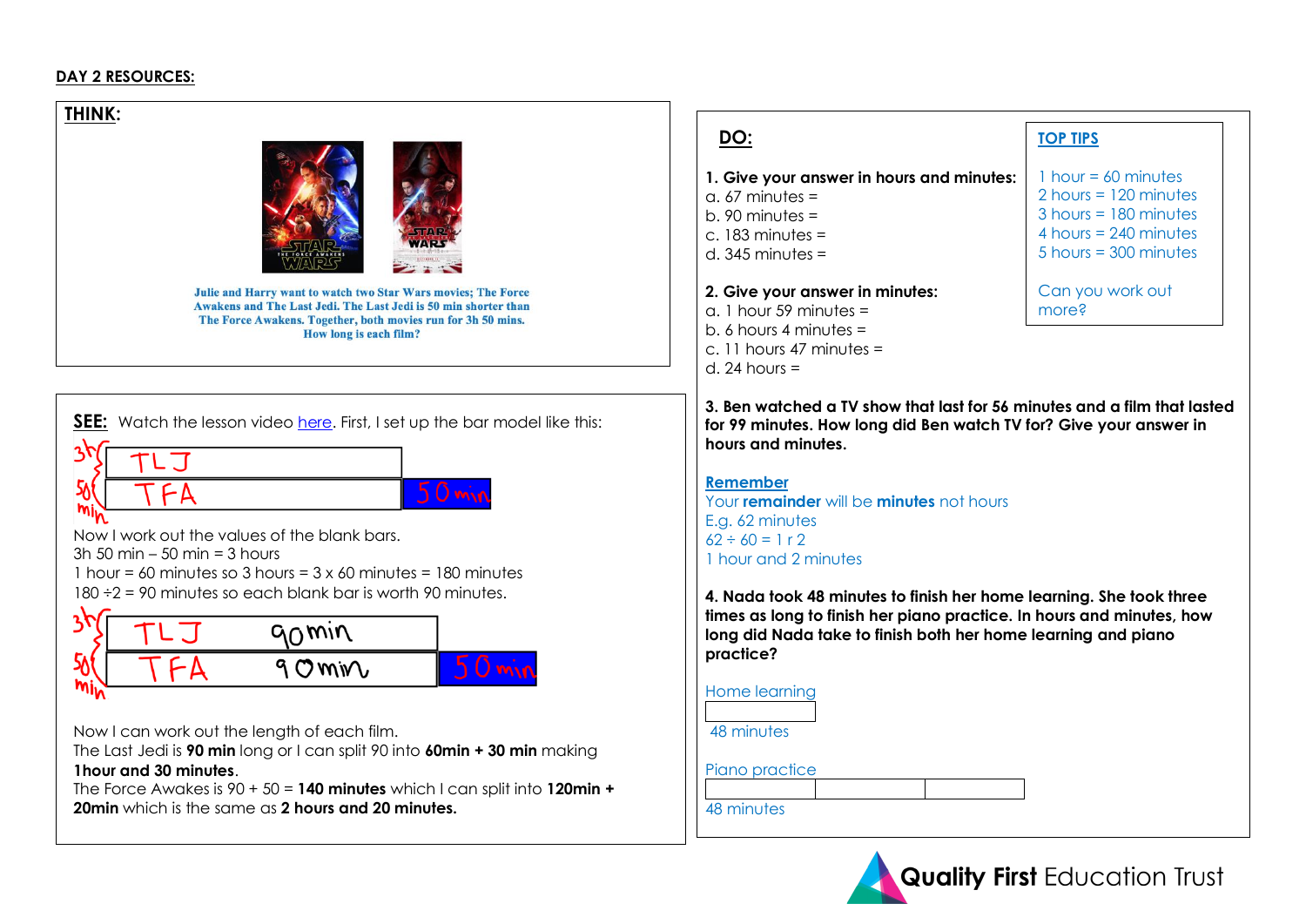## DAY 2 RESOURCES:

### THINK:

Julie and Harry want to watch two Star Wars movies; The Force Awakens and The Last Jedi. The Last Jedi is 50 min shorter than The Force Awakens. Together, both movies run for 3h 50 mins. How long is each film?

### SEE:

Watch the lesson video here. First, I set up the bar model like this:

TLJ
TFA | 50 min
3h 50 min

Now I work out the values of the blank bars.
3h 50 min – 50 min = 3 hours
1 hour = 60 minutes so 3 hours = 3 x 60 minutes = 180 minutes
180 ÷2 = 90 minutes so each blank bar is worth 90 minutes.

TLJ 90min
TFA 90min | 50 min
3h 50 min

Now I can work out the length of each film.
The Last Jedi is **90 min** long or I can split 90 into **60min + 30 min** making **1hour and 30 minutes**.
The Force Awakes is 90 + 50 = **140 minutes** which I can split into **120min + 20min** which is the same as **2 hours and 20 minutes.**

### DO:

**1. Give your answer in hours and minutes:**
a. 67 minutes =
b. 90 minutes =
c. 183 minutes =
d. 345 minutes =

**2. Give your answer in minutes:**
a. 1 hour 59 minutes =
b. 6 hours 4 minutes =
c. 11 hours 47 minutes =
d. 24 hours =

**TOP TIPS**

1 hour = 60 minutes
2 hours = 120 minutes
3 hours = 180 minutes
4 hours = 240 minutes
5 hours = 300 minutes

Can you work out more?

**3. Ben watched a TV show that last for 56 minutes and a film that lasted for 99 minutes. How long did Ben watch TV for? Give your answer in hours and minutes.**

**Remember**
Your **remainder** will be **minutes** not hours
E.g. 62 minutes
62 ÷ 60 = 1 r 2
1 hour and 2 minutes

**4. Nada took 48 minutes to finish her home learning. She took three times as long to finish her piano practice. In hours and minutes, how long did Nada take to finish both her home learning and piano practice?**

Home learning
[ ]
48 minutes

Piano practice
[ ] [ ] [ ]
48 minutes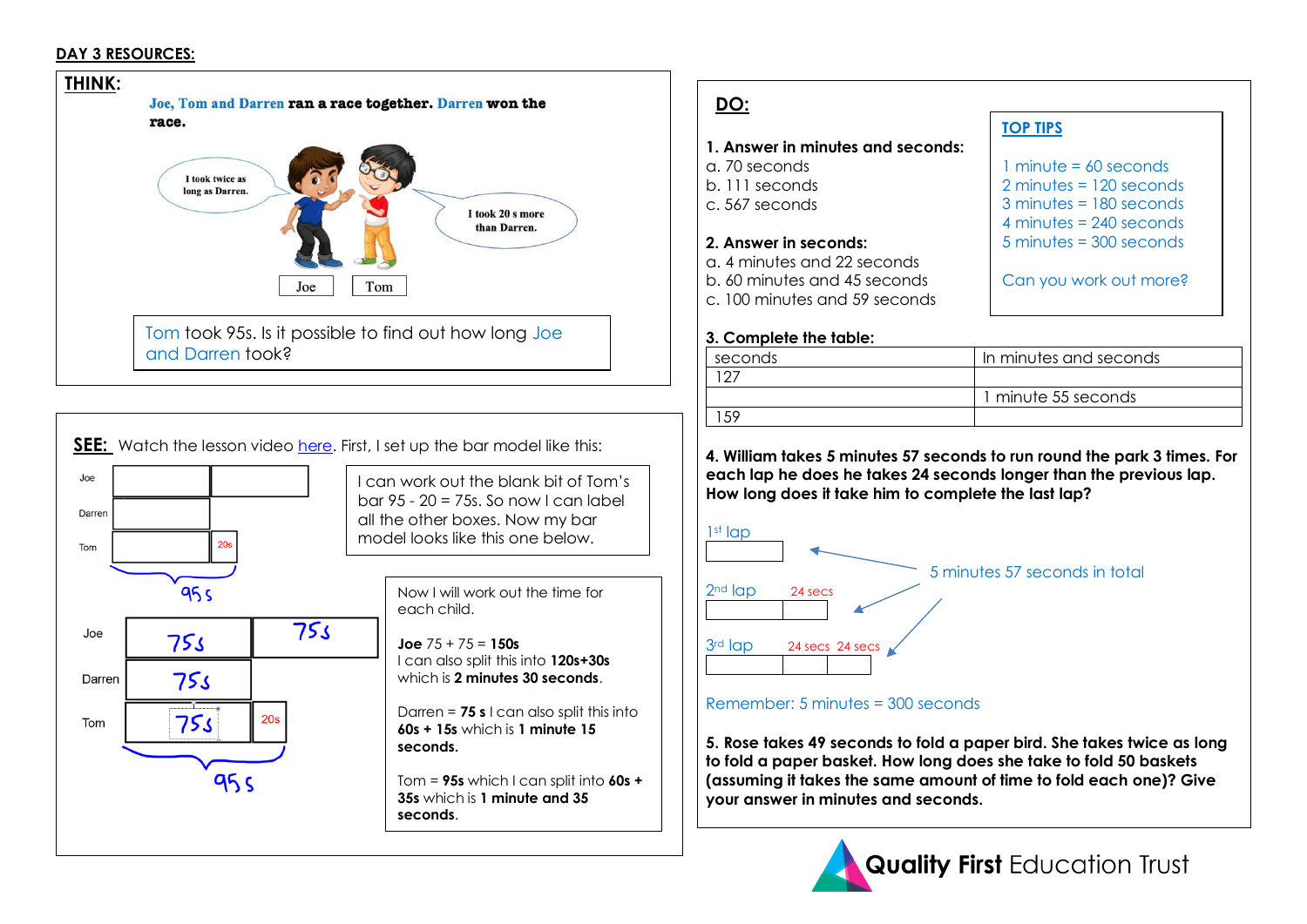**DAY 3 RESOURCES:**

## THINK:

Joe, Tom and Darren ran a race together. Darren won the race.

Joe: I took twice as long as Darren.

Tom: I took 20 s more than Darren.

Tom took 95s. Is it possible to find out how long Joe and Darren took?

## SEE:

Watch the lesson video here. First, I set up the bar model like this:

Joe | | |

Darren | |

Tom | | 20s |

95 s

I can work out the blank bit of Tom's bar 95 - 20 = 75s. So now I can label all the other boxes. Now my bar model looks like this one below.

Joe | 75s | 75s |

Darren | 75s |

Tom | 75s | 20s |

95 s

Now I will work out the time for each child.

**Joe** 75 + 75 = **150s**
I can also split this into **120s+30s** which is **2 minutes 30 seconds**.

Darren = **75 s** I can also split this into **60s + 15s** which is **1 minute 15 seconds.**

Tom = **95s** which I can split into **60s + 35s** which is **1 minute and 35 seconds.**

## DO:

**1. Answer in minutes and seconds:**

a. 70 seconds
b. 111 seconds
c. 567 seconds

**2. Answer in seconds:**

a. 4 minutes and 22 seconds
b. 60 minutes and 45 seconds
c. 100 minutes and 59 seconds

**TOP TIPS**

1 minute = 60 seconds
2 minutes = 120 seconds
3 minutes = 180 seconds
4 minutes = 240 seconds
5 minutes = 300 seconds

Can you work out more?

**3. Complete the table:**

| seconds | In minutes and seconds |
|---|---|
| 127 | |
| | 1 minute 55 seconds |
| 159 | |

**4. William takes 5 minutes 57 seconds to run round the park 3 times. For each lap he does he takes 24 seconds longer than the previous lap. How long does it take him to complete the last lap?**

1st lap | |

2nd lap | | 24 secs |

3rd lap | | 24 secs | 24 secs |

5 minutes 57 seconds in total

Remember: 5 minutes = 300 seconds

**5. Rose takes 49 seconds to fold a paper bird. She takes twice as long to fold a paper basket. How long does she take to fold 50 baskets (assuming it takes the same amount of time to fold each one)? Give your answer in minutes and seconds.**

Quality First Education Trust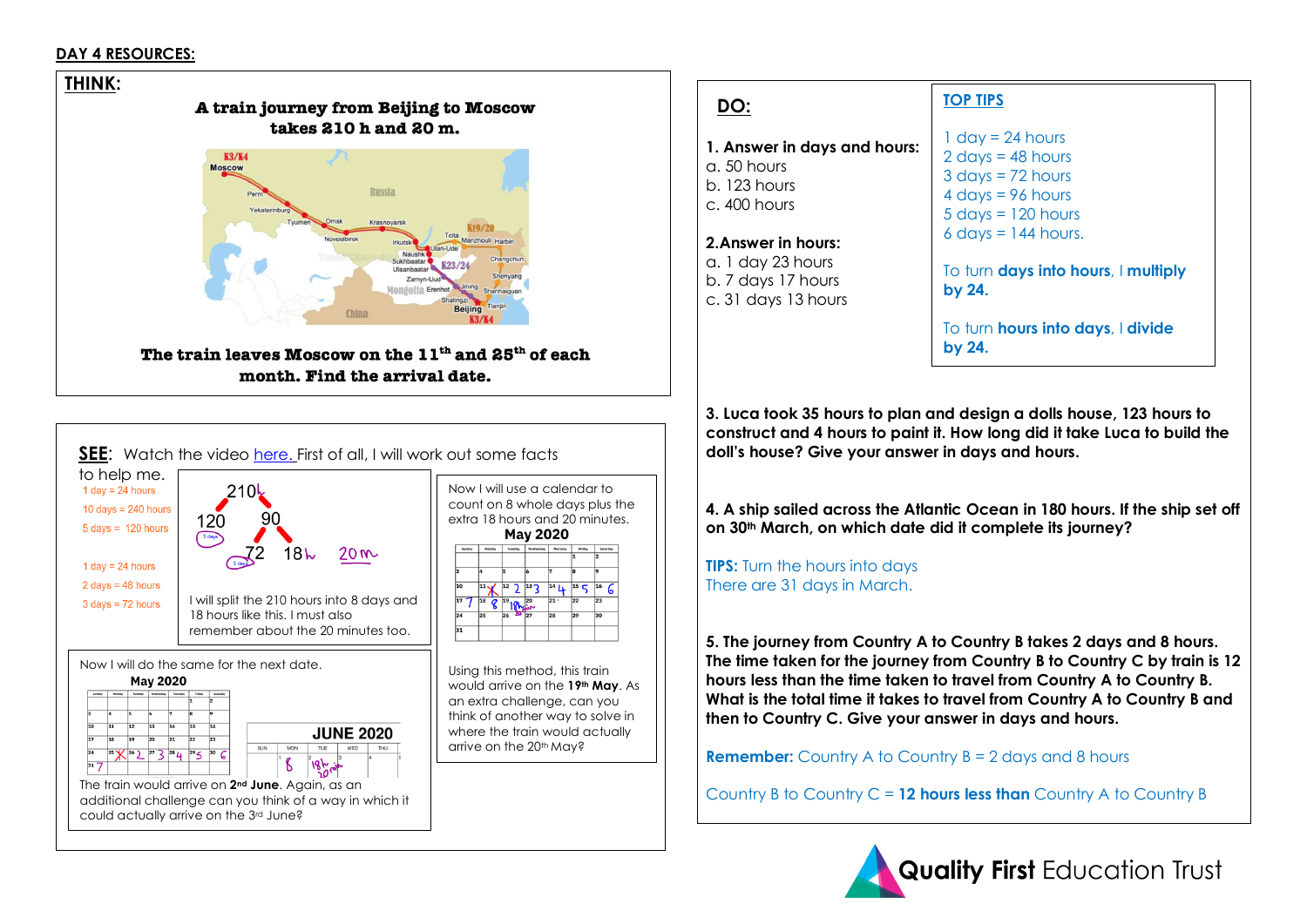**DAY 4 RESOURCES:**

## THINK:

**A train journey from Beijing to Moscow takes 210 h and 20 m.**

**The train leaves Moscow on the 11th and 25th of each month. Find the arrival date.**

## SEE:

Watch the video here. First of all, I will work out some facts to help me.

1 day = 24 hours
10 days = 240 hours
5 days = 120 hours

1 day = 24 hours
2 days = 48 hours
3 days = 72 hours

210h → 120 (5 days) and 90; 90 → 72 (3 days) and 18h; 20m

I will split the 210 hours into 8 days and 18 hours like this. I must also remember about the 20 minutes too.

Now I will use a calendar to count on 8 whole days plus the extra 18 hours and 20 minutes.

**May 2020**

Using this method, this train would arrive on the **19th May**. As an extra challenge, can you think of another way to solve in where the train would actually arrive on the 20th May?

Now I will do the same for the next date.

**May 2020**

**JUNE 2020**

The train would arrive on **2nd June**. Again, as an additional challenge can you think of a way in which it could actually arrive on the 3rd June?

## DO:

**1. Answer in days and hours:**
a. 50 hours
b. 123 hours
c. 400 hours

**2. Answer in hours:**
a. 1 day 23 hours
b. 7 days 17 hours
c. 31 days 13 hours

**TOP TIPS**

1 day = 24 hours
2 days = 48 hours
3 days = 72 hours
4 days = 96 hours
5 days = 120 hours
6 days = 144 hours.

To turn **days into hours**, I **multiply by 24.**

To turn **hours into days**, I **divide by 24.**

**3. Luca took 35 hours to plan and design a dolls house, 123 hours to construct and 4 hours to paint it. How long did it take Luca to build the doll's house? Give your answer in days and hours.**

**4. A ship sailed across the Atlantic Ocean in 180 hours. If the ship set off on 30th March, on which date did it complete its journey?**

**TIPS:** Turn the hours into days
There are 31 days in March.

**5. The journey from Country A to Country B takes 2 days and 8 hours. The time taken for the journey from Country B to Country C by train is 12 hours less than the time taken to travel from Country A to Country B. What is the total time it takes to travel from Country A to Country B and then to Country C. Give your answer in days and hours.**

**Remember:** Country A to Country B = 2 days and 8 hours

Country B to Country C = **12 hours less than** Country A to Country B

Quality First Education Trust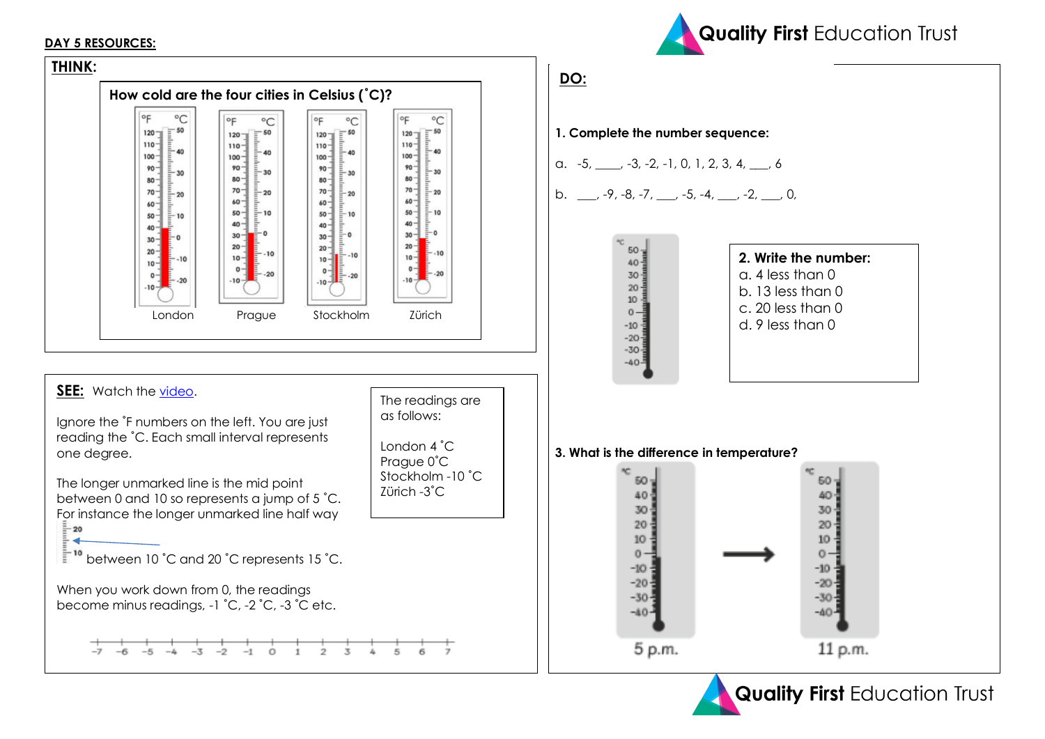**DAY 5 RESOURCES:**

## THINK:

**How cold are the four cities in Celsius (˚C)?**

London Prague Stockholm Zürich

## SEE:

Watch the video.

Ignore the ˚F numbers on the left. You are just reading the ˚C. Each small interval represents one degree.

The longer unmarked line is the mid point between 0 and 10 so represents a jump of 5 ˚C. For instance the longer unmarked line half way between 10 ˚C and 20 ˚C represents 15 ˚C.

When you work down from 0, the readings become minus readings, -1 ˚C, -2 ˚C, -3 ˚C etc.

-7 -6 -5 -4 -3 -2 -1 0 1 2 3 4 5 6 7

The readings are as follows:

London 4 ˚C
Prague 0˚C
Stockholm -10 ˚C
Zürich -3˚C

## DO:

**1. Complete the number sequence:**

a. -5, ____, -3, -2, -1, 0, 1, 2, 3, 4, ___, 6

b. ___, -9, -8, -7, ___, -5, -4, ___, -2, ___, 0,

**2. Write the number:**

a. 4 less than 0
b. 13 less than 0
c. 20 less than 0
d. 9 less than 0

**3. What is the difference in temperature?**

5 p.m. → 11 p.m.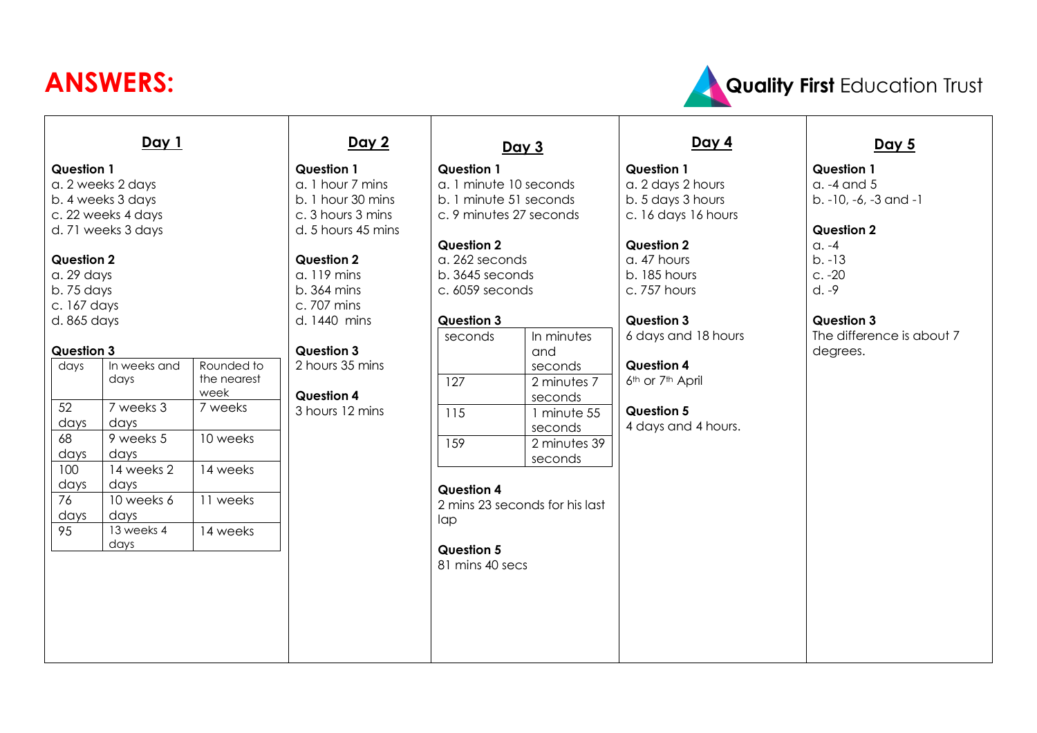# ANSWERS:

Quality First Education Trust

## Day 1

**Question 1**

a. 2 weeks 2 days
b. 4 weeks 3 days
c. 22 weeks 4 days
d. 71 weeks 3 days

**Question 2**

a. 29 days
b. 75 days
c. 167 days
d. 865 days

**Question 3**

| days | In weeks and days | Rounded to the nearest week |
|---|---|---|
| 52 days | 7 weeks 3 days | 7 weeks |
| 68 days | 9 weeks 5 days | 10 weeks |
| 100 days | 14 weeks 2 days | 14 weeks |
| 76 days | 10 weeks 6 days | 11 weeks |
| 95 | 13 weeks 4 days | 14 weeks |

## Day 2

**Question 1**

a. 1 hour 7 mins
b. 1 hour 30 mins
c. 3 hours 3 mins
d. 5 hours 45 mins

**Question 2**

a. 119 mins
b. 364 mins
c. 707 mins
d. 1440 mins

**Question 3**

2 hours 35 mins

**Question 4**

3 hours 12 mins

## Day 3

**Question 1**

a. 1 minute 10 seconds
b. 1 minute 51 seconds
c. 9 minutes 27 seconds

**Question 2**

a. 262 seconds
b. 3645 seconds
c. 6059 seconds

**Question 3**

| seconds | In minutes and seconds |
|---|---|
| 127 | 2 minutes 7 seconds |
| 115 | 1 minute 55 seconds |
| 159 | 2 minutes 39 seconds |

**Question 4**

2 mins 23 seconds for his last lap

**Question 5**

81 mins 40 secs

## Day 4

**Question 1**

a. 2 days 2 hours
b. 5 days 3 hours
c. 16 days 16 hours

**Question 2**

a. 47 hours
b. 185 hours
c. 757 hours

**Question 3**

6 days and 18 hours

**Question 4**

6th or 7th April

**Question 5**

4 days and 4 hours.

## Day 5

**Question 1**

a. -4 and 5
b. -10, -6, -3 and -1

**Question 2**

a. -4
b. -13
c. -20
d. -9

**Question 3**

The difference is about 7 degrees.